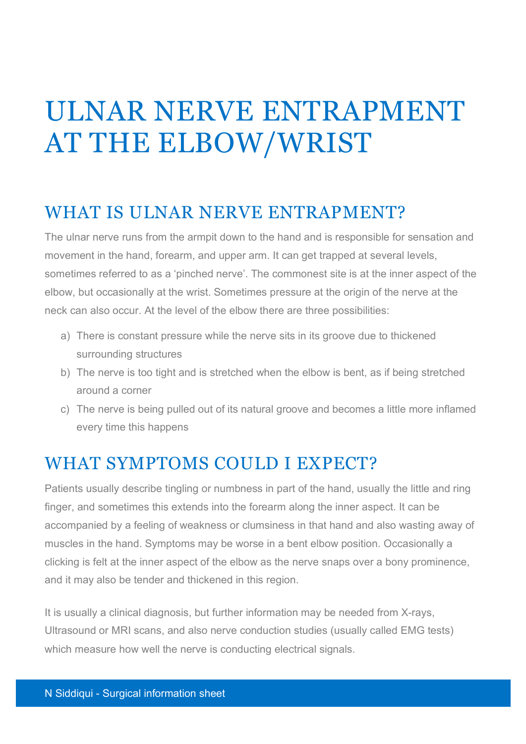# ULNAR NERVE ENTRAPMENT AT THE ELBOW/WRIST

## WHAT IS ULNAR NERVE ENTRAPMENT?

The ulnar nerve runs from the armpit down to the hand and is responsible for sensation and movement in the hand, forearm, and upper arm. It can get trapped at several levels, sometimes referred to as a 'pinched nerve'. The commonest site is at the inner aspect of the elbow, but occasionally at the wrist. Sometimes pressure at the origin of the nerve at the neck can also occur. At the level of the elbow there are three possibilities:

a) There is constant pressure while the nerve sits in its groove due to thickened surrounding structures
b) The nerve is too tight and is stretched when the elbow is bent, as if being stretched around a corner
c) The nerve is being pulled out of its natural groove and becomes a little more inflamed every time this happens

## WHAT SYMPTOMS COULD I EXPECT?

Patients usually describe tingling or numbness in part of the hand, usually the little and ring finger, and sometimes this extends into the forearm along the inner aspect. It can be accompanied by a feeling of weakness or clumsiness in that hand and also wasting away of muscles in the hand. Symptoms may be worse in a bent elbow position. Occasionally a clicking is felt at the inner aspect of the elbow as the nerve snaps over a bony prominence, and it may also be tender and thickened in this region.

It is usually a clinical diagnosis, but further information may be needed from X-rays, Ultrasound or MRI scans, and also nerve conduction studies (usually called EMG tests) which measure how well the nerve is conducting electrical signals.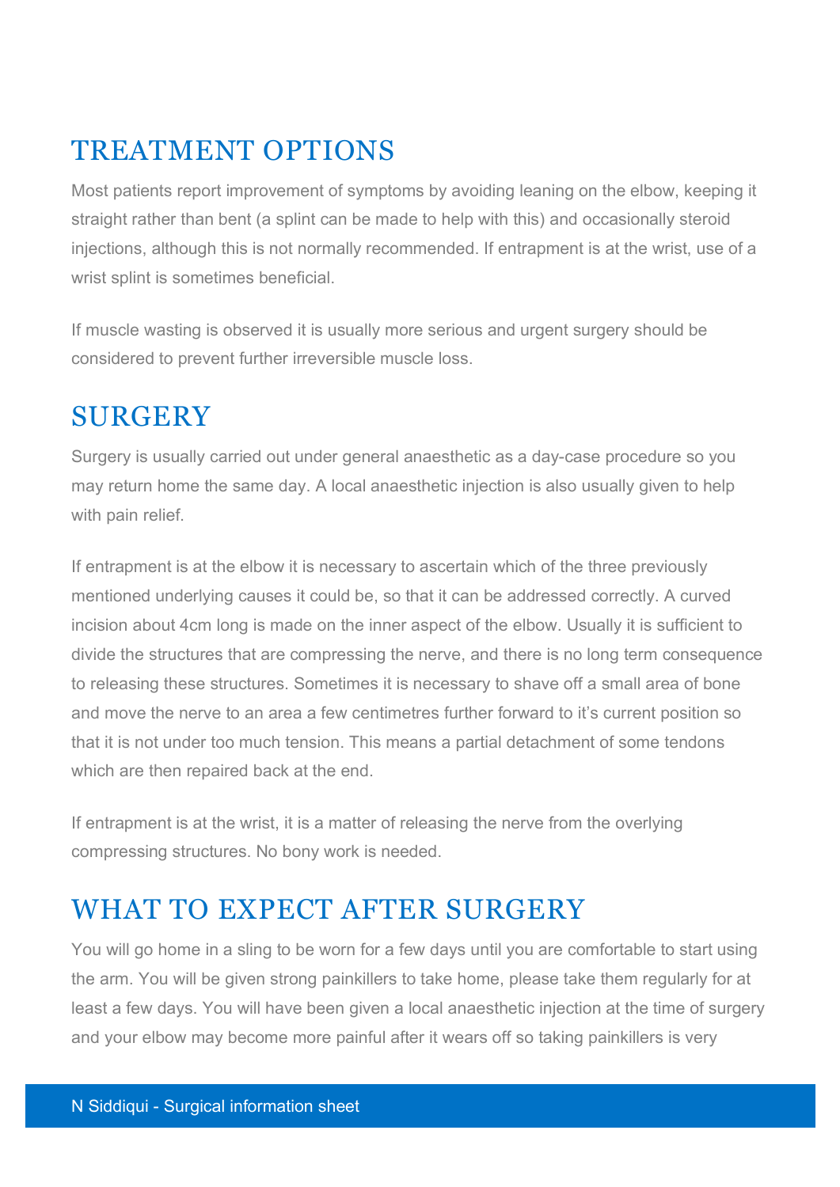## TREATMENT OPTIONS

Most patients report improvement of symptoms by avoiding leaning on the elbow, keeping it straight rather than bent (a splint can be made to help with this) and occasionally steroid injections, although this is not normally recommended. If entrapment is at the wrist, use of a wrist splint is sometimes beneficial.

If muscle wasting is observed it is usually more serious and urgent surgery should be considered to prevent further irreversible muscle loss.

## SURGERY

Surgery is usually carried out under general anaesthetic as a day-case procedure so you may return home the same day. A local anaesthetic injection is also usually given to help with pain relief.

If entrapment is at the elbow it is necessary to ascertain which of the three previously mentioned underlying causes it could be, so that it can be addressed correctly. A curved incision about 4cm long is made on the inner aspect of the elbow. Usually it is sufficient to divide the structures that are compressing the nerve, and there is no long term consequence to releasing these structures. Sometimes it is necessary to shave off a small area of bone and move the nerve to an area a few centimetres further forward to it's current position so that it is not under too much tension. This means a partial detachment of some tendons which are then repaired back at the end.

If entrapment is at the wrist, it is a matter of releasing the nerve from the overlying compressing structures. No bony work is needed.

## WHAT TO EXPECT AFTER SURGERY

You will go home in a sling to be worn for a few days until you are comfortable to start using the arm. You will be given strong painkillers to take home, please take them regularly for at least a few days. You will have been given a local anaesthetic injection at the time of surgery and your elbow may become more painful after it wears off so taking painkillers is very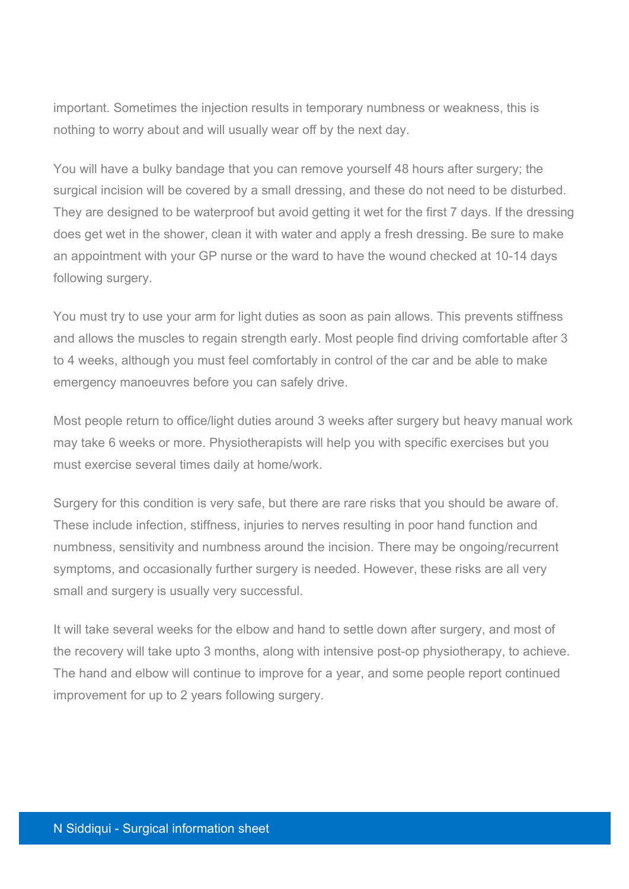important. Sometimes the injection results in temporary numbness or weakness, this is nothing to worry about and will usually wear off by the next day.

You will have a bulky bandage that you can remove yourself 48 hours after surgery; the surgical incision will be covered by a small dressing, and these do not need to be disturbed. They are designed to be waterproof but avoid getting it wet for the first 7 days. If the dressing does get wet in the shower, clean it with water and apply a fresh dressing. Be sure to make an appointment with your GP nurse or the ward to have the wound checked at 10-14 days following surgery.

You must try to use your arm for light duties as soon as pain allows. This prevents stiffness and allows the muscles to regain strength early. Most people find driving comfortable after 3 to 4 weeks, although you must feel comfortably in control of the car and be able to make emergency manoeuvres before you can safely drive.

Most people return to office/light duties around 3 weeks after surgery but heavy manual work may take 6 weeks or more. Physiotherapists will help you with specific exercises but you must exercise several times daily at home/work.

Surgery for this condition is very safe, but there are rare risks that you should be aware of. These include infection, stiffness, injuries to nerves resulting in poor hand function and numbness, sensitivity and numbness around the incision. There may be ongoing/recurrent symptoms, and occasionally further surgery is needed. However, these risks are all very small and surgery is usually very successful.

It will take several weeks for the elbow and hand to settle down after surgery, and most of the recovery will take upto 3 months, along with intensive post-op physiotherapy, to achieve. The hand and elbow will continue to improve for a year, and some people report continued improvement for up to 2 years following surgery.